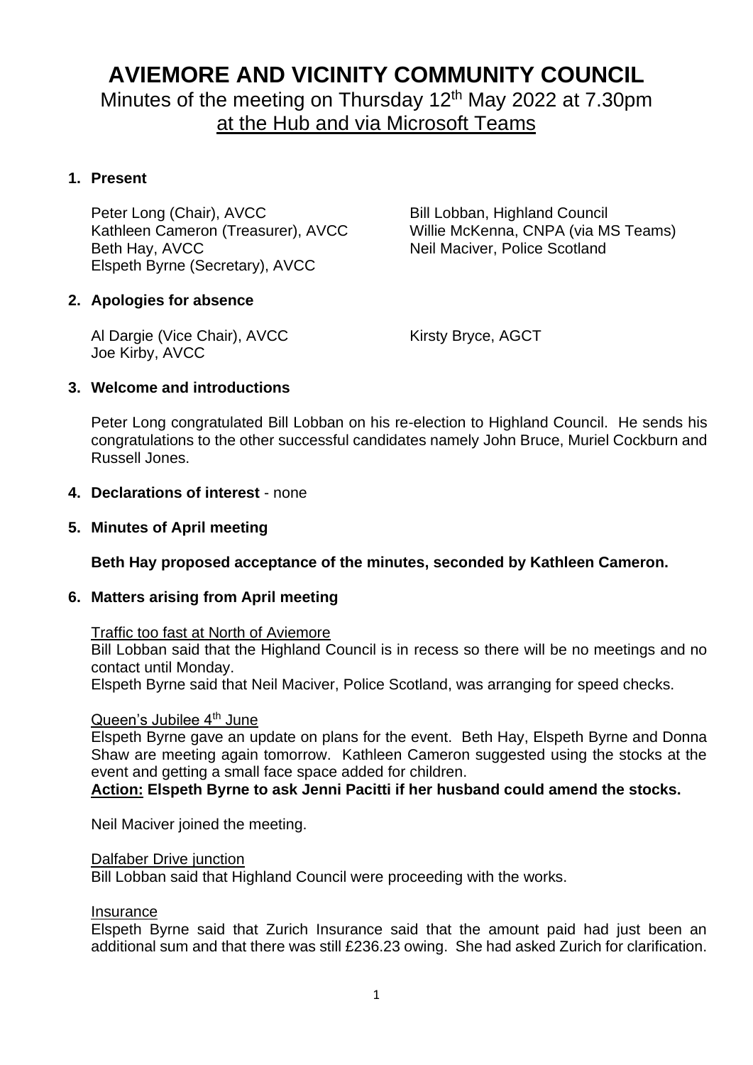# AVIEMORE AND VICINITY COMMUNITY COUNCIL

Minutes of the meeting on Thursday 12th May 2022 at 7.30pm
at the Hub and via Microsoft Teams

## 1. Present

Peter Long (Chair), AVCC
Kathleen Cameron (Treasurer), AVCC
Beth Hay, AVCC
Elspeth Byrne (Secretary), AVCC
Bill Lobban, Highland Council
Willie McKenna, CNPA (via MS Teams)
Neil Maciver, Police Scotland

## 2. Apologies for absence

Al Dargie (Vice Chair), AVCC
Joe Kirby, AVCC
Kirsty Bryce, AGCT

## 3. Welcome and introductions

Peter Long congratulated Bill Lobban on his re-election to Highland Council. He sends his congratulations to the other successful candidates namely John Bruce, Muriel Cockburn and Russell Jones.

## 4. Declarations of interest - none

## 5. Minutes of April meeting

**Beth Hay proposed acceptance of the minutes, seconded by Kathleen Cameron.**

## 6. Matters arising from April meeting

Traffic too fast at North of Aviemore

Bill Lobban said that the Highland Council is in recess so there will be no meetings and no contact until Monday.

Elspeth Byrne said that Neil Maciver, Police Scotland, was arranging for speed checks.

Queen's Jubilee 4th June

Elspeth Byrne gave an update on plans for the event. Beth Hay, Elspeth Byrne and Donna Shaw are meeting again tomorrow. Kathleen Cameron suggested using the stocks at the event and getting a small face space added for children.

**Action: Elspeth Byrne to ask Jenni Pacitti if her husband could amend the stocks.**

Neil Maciver joined the meeting.

Dalfaber Drive junction

Bill Lobban said that Highland Council were proceeding with the works.

Insurance

Elspeth Byrne said that Zurich Insurance said that the amount paid had just been an additional sum and that there was still £236.23 owing. She had asked Zurich for clarification.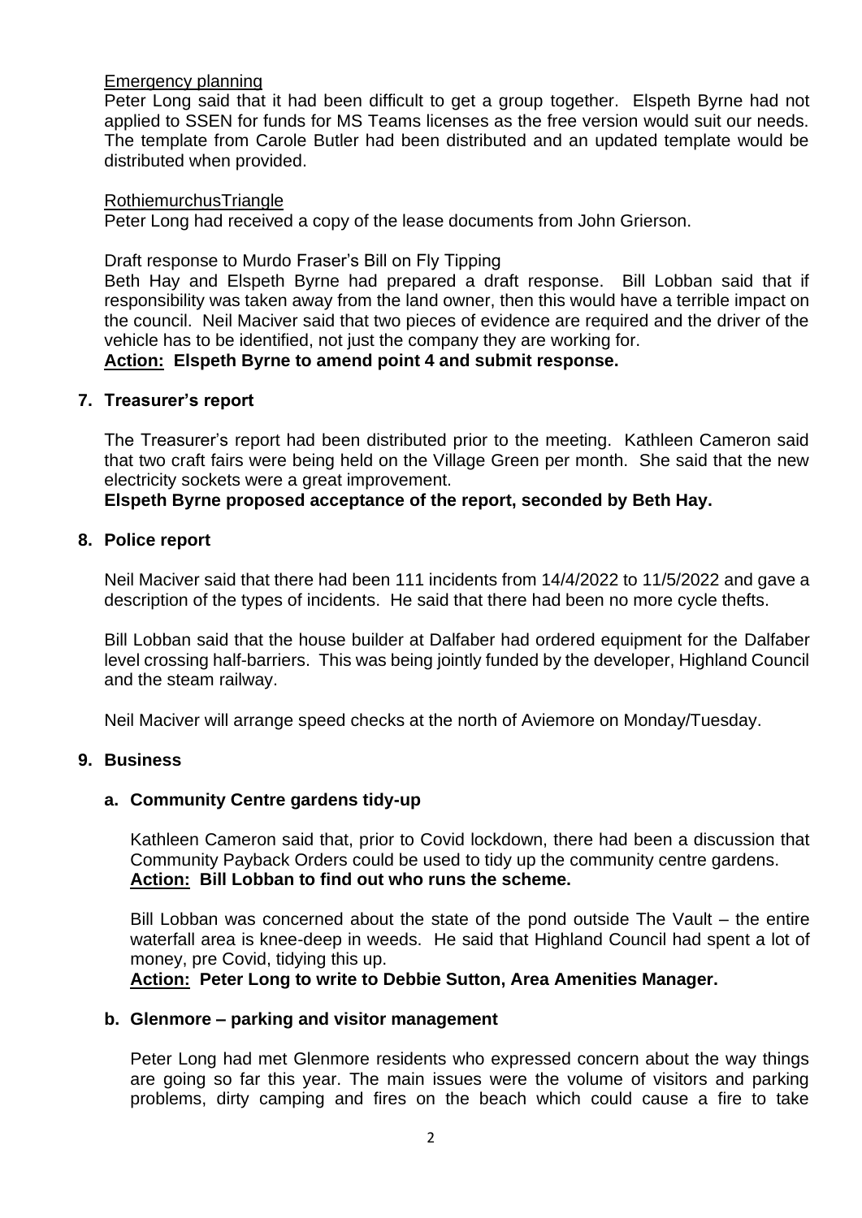Emergency planning

Peter Long said that it had been difficult to get a group together. Elspeth Byrne had not applied to SSEN for funds for MS Teams licenses as the free version would suit our needs. The template from Carole Butler had been distributed and an updated template would be distributed when provided.

RothiemurchusTriangle

Peter Long had received a copy of the lease documents from John Grierson.

Draft response to Murdo Fraser's Bill on Fly Tipping

Beth Hay and Elspeth Byrne had prepared a draft response. Bill Lobban said that if responsibility was taken away from the land owner, then this would have a terrible impact on the council. Neil Maciver said that two pieces of evidence are required and the driver of the vehicle has to be identified, not just the company they are working for.

**Action: Elspeth Byrne to amend point 4 and submit response.**

## 7. Treasurer's report

The Treasurer's report had been distributed prior to the meeting. Kathleen Cameron said that two craft fairs were being held on the Village Green per month. She said that the new electricity sockets were a great improvement.

**Elspeth Byrne proposed acceptance of the report, seconded by Beth Hay.**

## 8. Police report

Neil Maciver said that there had been 111 incidents from 14/4/2022 to 11/5/2022 and gave a description of the types of incidents. He said that there had been no more cycle thefts.

Bill Lobban said that the house builder at Dalfaber had ordered equipment for the Dalfaber level crossing half-barriers. This was being jointly funded by the developer, Highland Council and the steam railway.

Neil Maciver will arrange speed checks at the north of Aviemore on Monday/Tuesday.

## 9. Business

### a. Community Centre gardens tidy-up

Kathleen Cameron said that, prior to Covid lockdown, there had been a discussion that Community Payback Orders could be used to tidy up the community centre gardens.

**Action: Bill Lobban to find out who runs the scheme.**

Bill Lobban was concerned about the state of the pond outside The Vault – the entire waterfall area is knee-deep in weeds. He said that Highland Council had spent a lot of money, pre Covid, tidying this up.

**Action: Peter Long to write to Debbie Sutton, Area Amenities Manager.**

### b. Glenmore – parking and visitor management

Peter Long had met Glenmore residents who expressed concern about the way things are going so far this year. The main issues were the volume of visitors and parking problems, dirty camping and fires on the beach which could cause a fire to take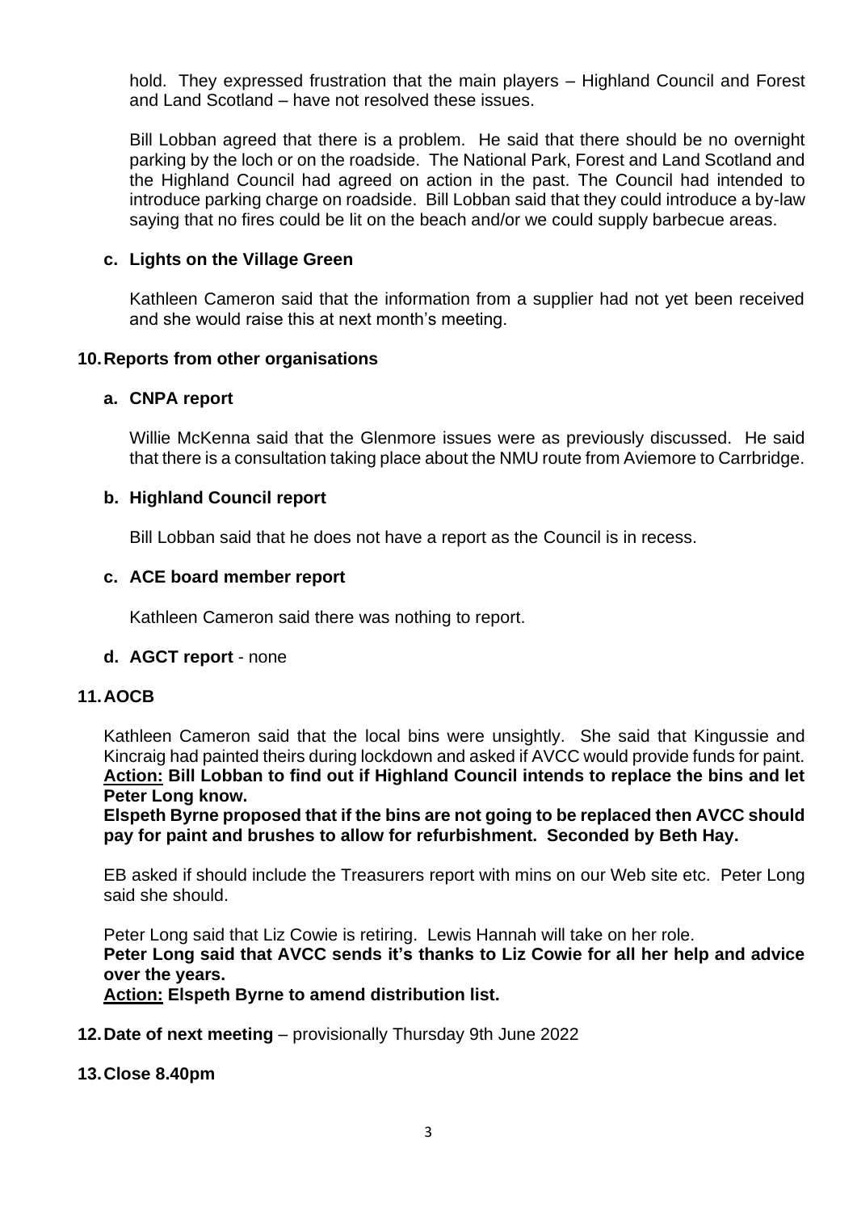hold. They expressed frustration that the main players – Highland Council and Forest and Land Scotland – have not resolved these issues.

Bill Lobban agreed that there is a problem. He said that there should be no overnight parking by the loch or on the roadside. The National Park, Forest and Land Scotland and the Highland Council had agreed on action in the past. The Council had intended to introduce parking charge on roadside. Bill Lobban said that they could introduce a by-law saying that no fires could be lit on the beach and/or we could supply barbecue areas.

**c. Lights on the Village Green**

Kathleen Cameron said that the information from a supplier had not yet been received and she would raise this at next month's meeting.

**10. Reports from other organisations**

**a. CNPA report**

Willie McKenna said that the Glenmore issues were as previously discussed. He said that there is a consultation taking place about the NMU route from Aviemore to Carrbridge.

**b. Highland Council report**

Bill Lobban said that he does not have a report as the Council is in recess.

**c. ACE board member report**

Kathleen Cameron said there was nothing to report.

**d. AGCT report** - none

**11. AOCB**

Kathleen Cameron said that the local bins were unsightly. She said that Kingussie and Kincraig had painted theirs during lockdown and asked if AVCC would provide funds for paint.
**<u>Action:</u> Bill Lobban to find out if Highland Council intends to replace the bins and let Peter Long know.**

**Elspeth Byrne proposed that if the bins are not going to be replaced then AVCC should pay for paint and brushes to allow for refurbishment. Seconded by Beth Hay.**

EB asked if should include the Treasurers report with mins on our Web site etc. Peter Long said she should.

Peter Long said that Liz Cowie is retiring. Lewis Hannah will take on her role.
**Peter Long said that AVCC sends it's thanks to Liz Cowie for all her help and advice over the years.**
**<u>Action:</u> Elspeth Byrne to amend distribution list.**

**12. Date of next meeting** – provisionally Thursday 9th June 2022

**13. Close 8.40pm**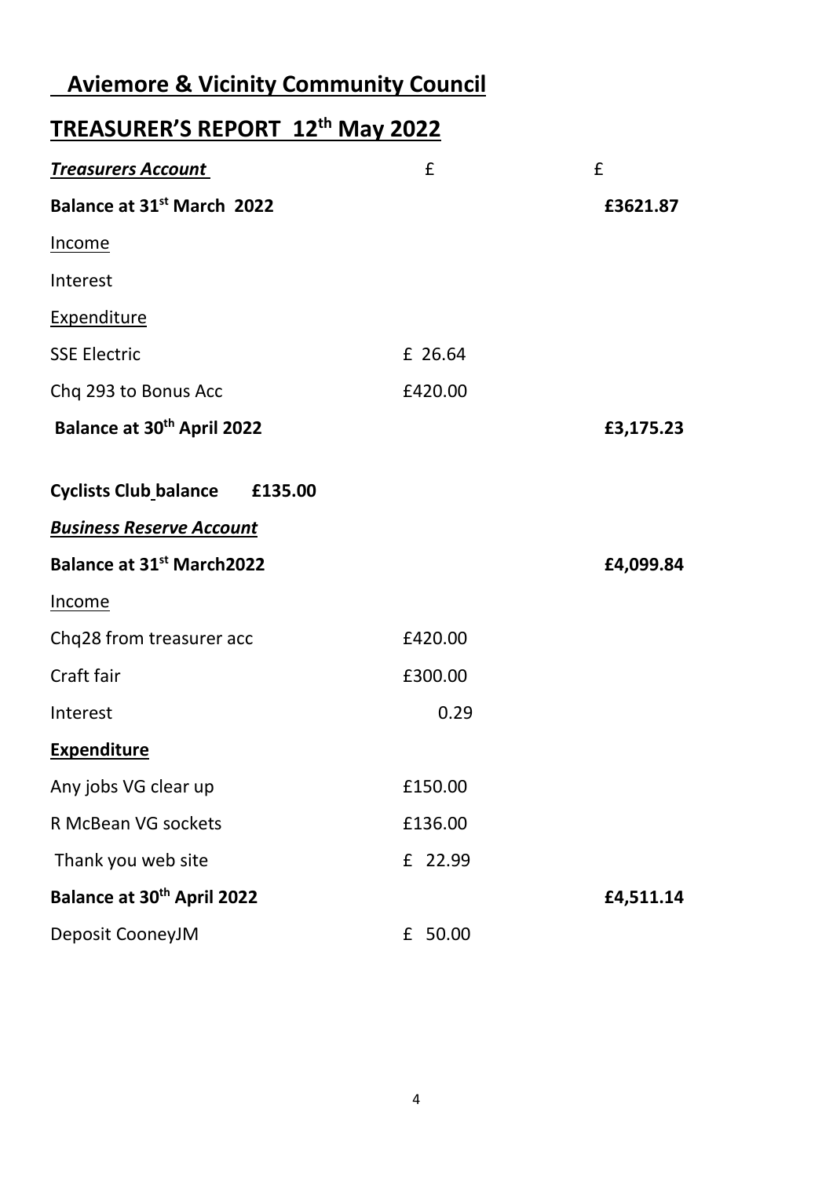# Aviemore & Vicinity Community Council

## TREASURER'S REPORT 12th May 2022

| ***Treasurers Account*** | £ | £ |
|---|---|---|
| **Balance at 31st March 2022** | | **£3621.87** |
| Income | | |
| Interest | | |
| Expenditure | | |
| SSE Electric | £ 26.64 | |
| Chq 293 to Bonus Acc | £420.00 | |
| **Balance at 30th April 2022** | | **£3,175.23** |
| | | |
| **Cyclists Club balance £135.00** | | |
| ***Business Reserve Account*** | | |
| **Balance at 31st March2022** | | **£4,099.84** |
| Income | | |
| Chq28 from treasurer acc | £420.00 | |
| Craft fair | £300.00 | |
| Interest | 0.29 | |
| **Expenditure** | | |
| Any jobs VG clear up | £150.00 | |
| R McBean VG sockets | £136.00 | |
| Thank you web site | £ 22.99 | |
| **Balance at 30th April 2022** | | **£4,511.14** |
| Deposit CooneyJM | £ 50.00 | |